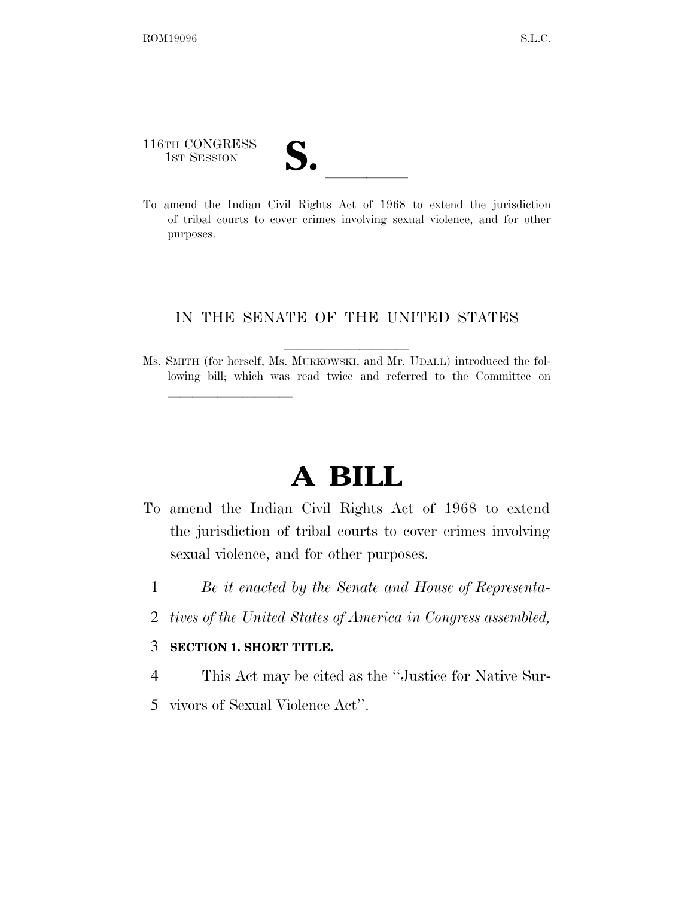116TH CONGRESS
1ST SESSION

# S. \_\_\_\_\_\_

To amend the Indian Civil Rights Act of 1968 to extend the jurisdiction of tribal courts to cover crimes involving sexual violence, and for other purposes.

---

IN THE SENATE OF THE UNITED STATES

Ms. SMITH (for herself, Ms. MURKOWSKI, and Mr. UDALL) introduced the following bill; which was read twice and referred to the Committee on \_\_\_\_\_\_\_\_\_\_\_\_\_\_\_\_\_\_\_\_

---

# A BILL

To amend the Indian Civil Rights Act of 1968 to extend the jurisdiction of tribal courts to cover crimes involving sexual violence, and for other purposes.

1 *Be it enacted by the Senate and House of Representa-*
2 *tives of the United States of America in Congress assembled,*

3 **SECTION 1. SHORT TITLE.**

4 This Act may be cited as the ''Justice for Native Sur-
5 vivors of Sexual Violence Act''.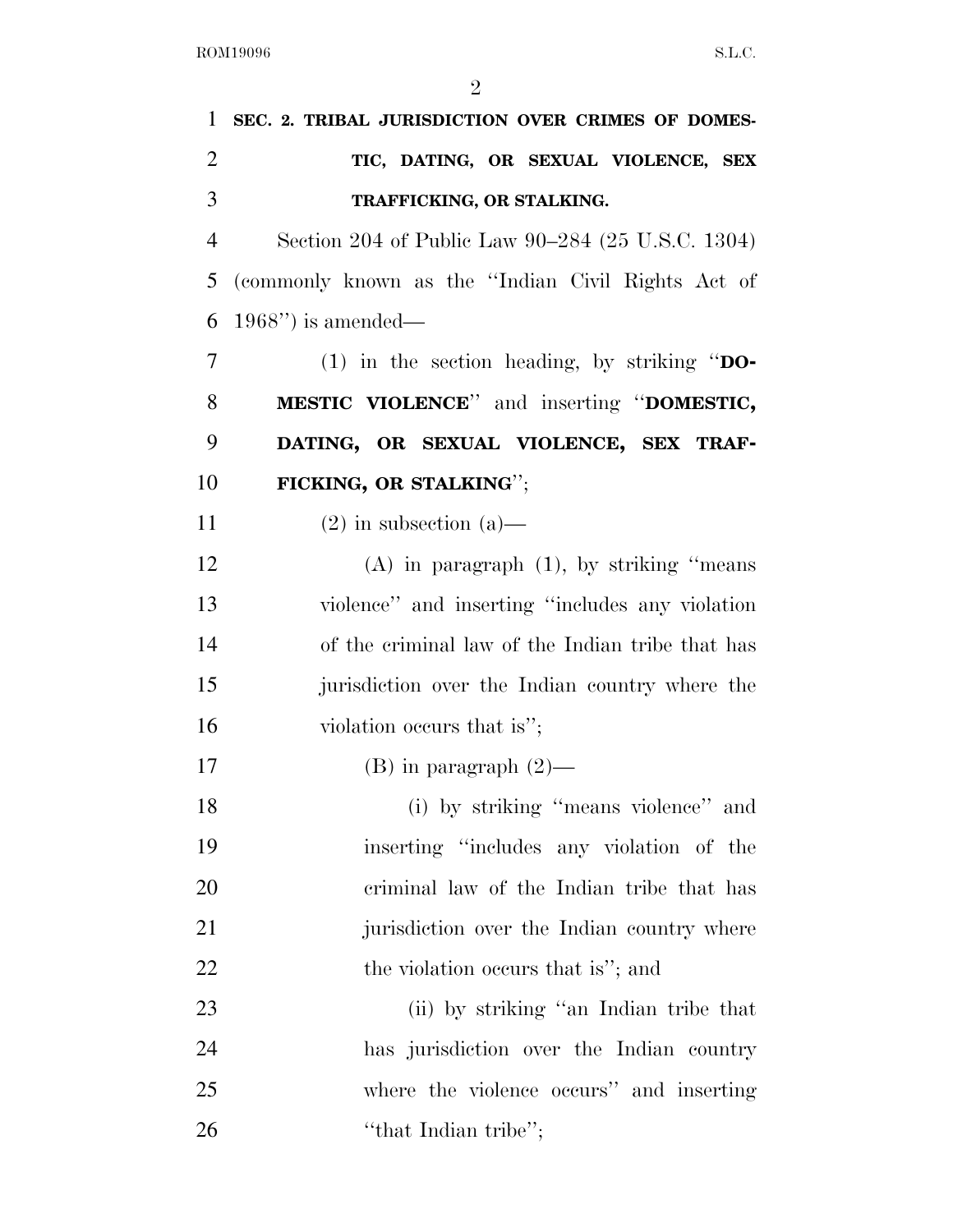**SEC. 2. TRIBAL JURISDICTION OVER CRIMES OF DOMESTIC, DATING, OR SEXUAL VIOLENCE, SEX TRAFFICKING, OR STALKING.**

Section 204 of Public Law 90–284 (25 U.S.C. 1304) (commonly known as the ''Indian Civil Rights Act of 1968'') is amended—

(1) in the section heading, by striking ''**DOMESTIC VIOLENCE**'' and inserting ''**DOMESTIC, DATING, OR SEXUAL VIOLENCE, SEX TRAFFICKING, OR STALKING**'';

(2) in subsection (a)—

(A) in paragraph (1), by striking ''means violence'' and inserting ''includes any violation of the criminal law of the Indian tribe that has jurisdiction over the Indian country where the violation occurs that is'';

(B) in paragraph (2)—

(i) by striking ''means violence'' and inserting ''includes any violation of the criminal law of the Indian tribe that has jurisdiction over the Indian country where the violation occurs that is''; and

(ii) by striking ''an Indian tribe that has jurisdiction over the Indian country where the violence occurs'' and inserting ''that Indian tribe'';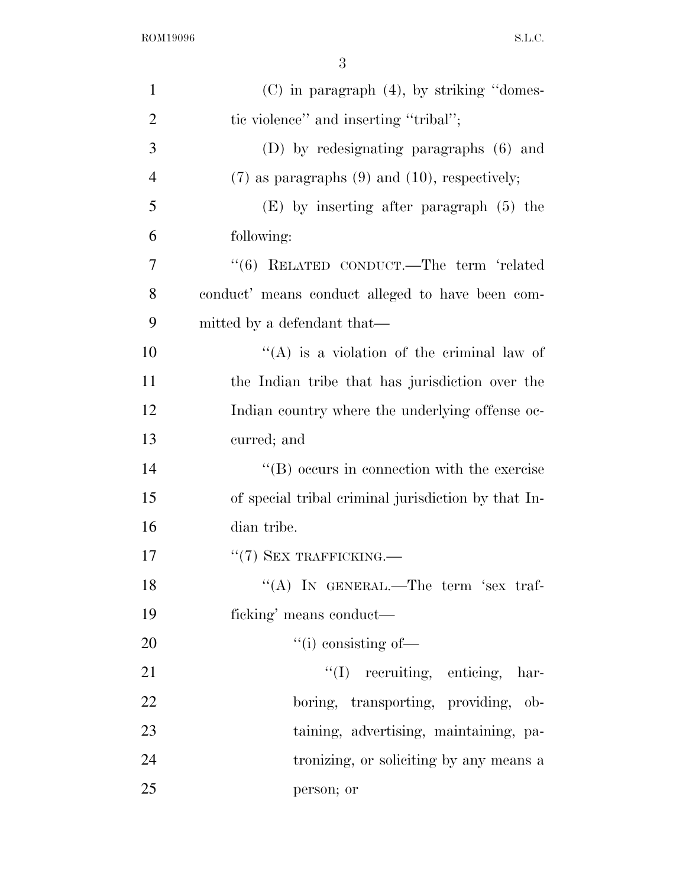(C) in paragraph (4), by striking ''domestic violence'' and inserting ''tribal'';

(D) by redesignating paragraphs (6) and (7) as paragraphs (9) and (10), respectively;

(E) by inserting after paragraph (5) the following:

''(6) RELATED CONDUCT.—The term 'related conduct' means conduct alleged to have been committed by a defendant that—

''(A) is a violation of the criminal law of the Indian tribe that has jurisdiction over the Indian country where the underlying offense occurred; and

''(B) occurs in connection with the exercise of special tribal criminal jurisdiction by that Indian tribe.

''(7) SEX TRAFFICKING.—

''(A) IN GENERAL.—The term 'sex trafficking' means conduct—

''(i) consisting of—

''(I) recruiting, enticing, harboring, transporting, providing, obtaining, advertising, maintaining, patronizing, or soliciting by any means a person; or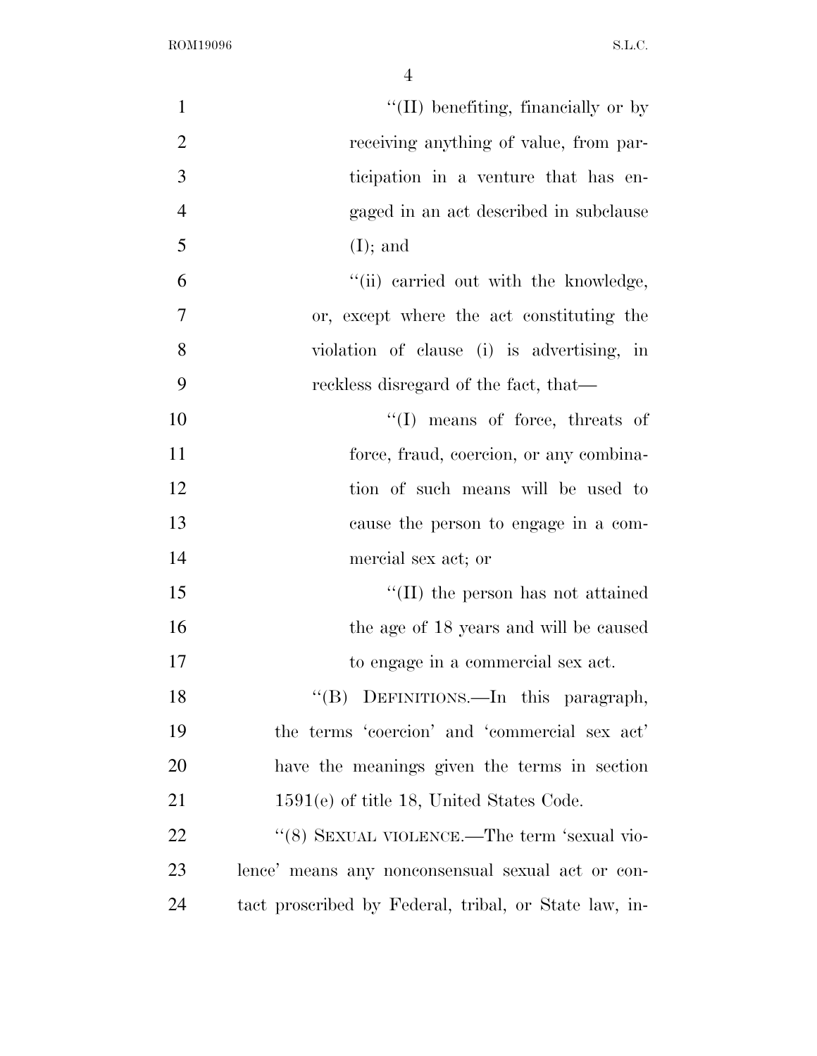"(II) benefiting, financially or by receiving anything of value, from participation in a venture that has engaged in an act described in subclause (I); and

"(ii) carried out with the knowledge, or, except where the act constituting the violation of clause (i) is advertising, in reckless disregard of the fact, that—

"(I) means of force, threats of force, fraud, coercion, or any combination of such means will be used to cause the person to engage in a commercial sex act; or

"(II) the person has not attained the age of 18 years and will be caused to engage in a commercial sex act.

"(B) DEFINITIONS.—In this paragraph, the terms 'coercion' and 'commercial sex act' have the meanings given the terms in section 1591(e) of title 18, United States Code.

"(8) SEXUAL VIOLENCE.—The term 'sexual violence' means any nonconsensual sexual act or contact proscribed by Federal, tribal, or State law, in-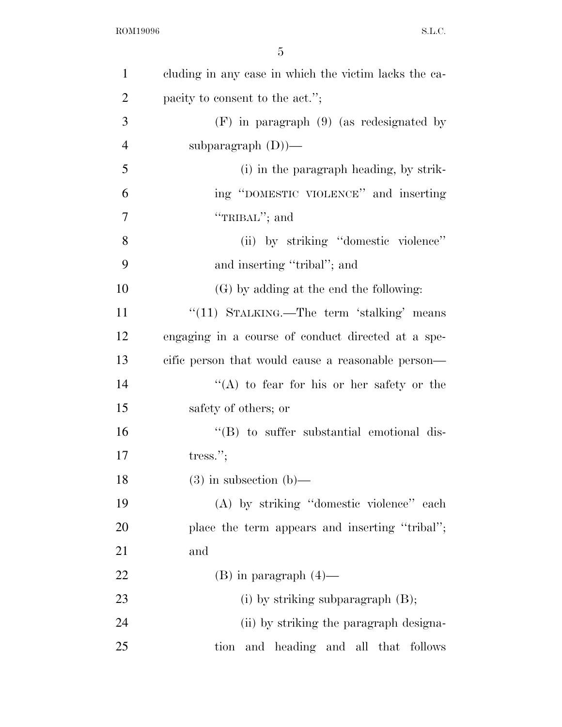cluding in any case in which the victim lacks the capacity to consent to the act.'';

(F) in paragraph (9) (as redesignated by subparagraph (D))—

(i) in the paragraph heading, by striking ''DOMESTIC VIOLENCE'' and inserting ''TRIBAL''; and

(ii) by striking ''domestic violence'' and inserting ''tribal''; and

(G) by adding at the end the following:

''(11) STALKING.—The term 'stalking' means engaging in a course of conduct directed at a specific person that would cause a reasonable person—

''(A) to fear for his or her safety or the safety of others; or

''(B) to suffer substantial emotional distress.'';

(3) in subsection (b)—

(A) by striking ''domestic violence'' each place the term appears and inserting ''tribal''; and

(B) in paragraph (4)—

(i) by striking subparagraph (B);

(ii) by striking the paragraph designation and heading and all that follows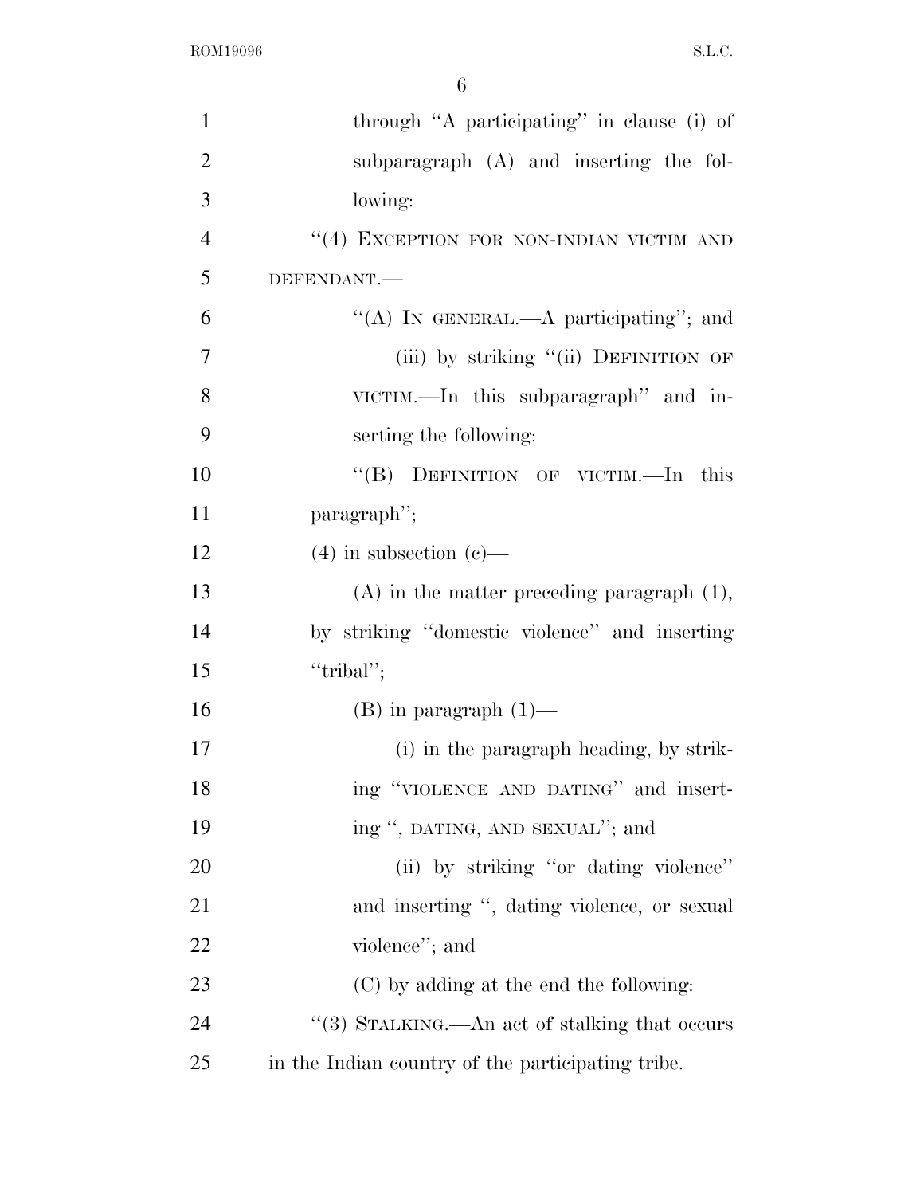through "A participating" in clause (i) of subparagraph (A) and inserting the following:

"(4) EXCEPTION FOR NON-INDIAN VICTIM AND DEFENDANT.—

"(A) IN GENERAL.—A participating"; and

(iii) by striking "(ii) DEFINITION OF VICTIM.—In this subparagraph" and inserting the following:

"(B) DEFINITION OF VICTIM.—In this paragraph";

(4) in subsection (c)—

(A) in the matter preceding paragraph (1), by striking "domestic violence" and inserting "tribal";

(B) in paragraph (1)—

(i) in the paragraph heading, by striking "VIOLENCE AND DATING" and inserting ", DATING, AND SEXUAL"; and

(ii) by striking "or dating violence" and inserting ", dating violence, or sexual violence"; and

(C) by adding at the end the following:

"(3) STALKING.—An act of stalking that occurs in the Indian country of the participating tribe.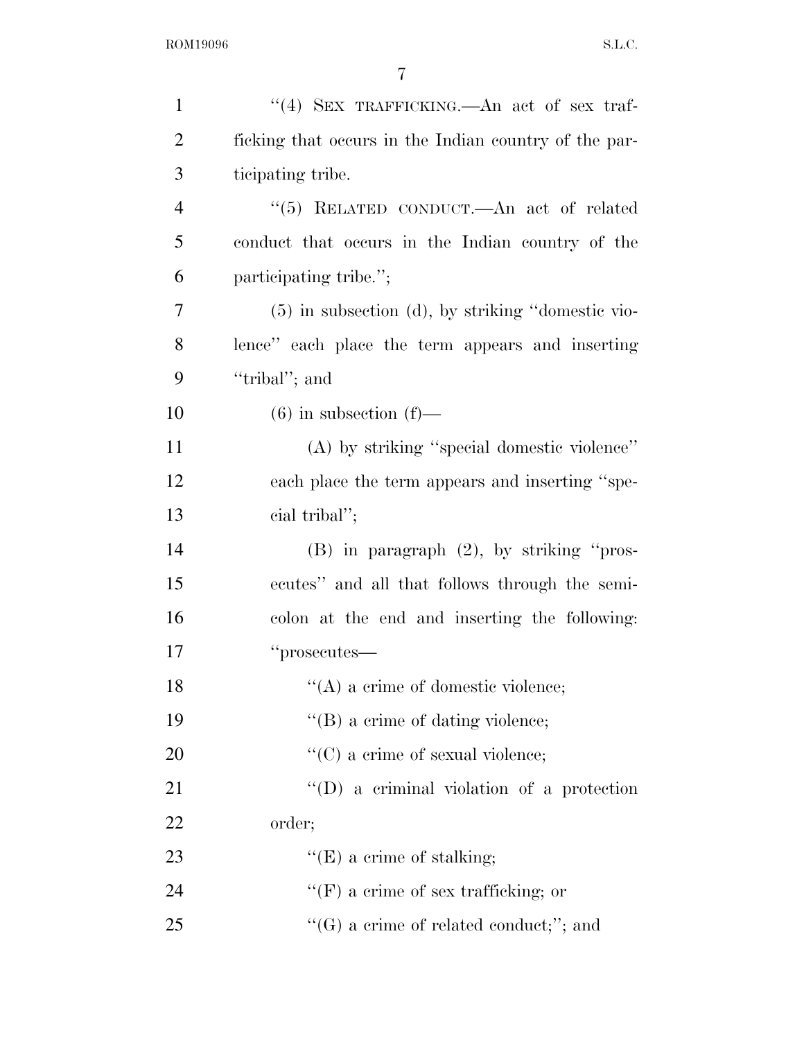"(4) SEX TRAFFICKING.—An act of sex trafficking that occurs in the Indian country of the participating tribe.

"(5) RELATED CONDUCT.—An act of related conduct that occurs in the Indian country of the participating tribe.";

(5) in subsection (d), by striking "domestic violence" each place the term appears and inserting "tribal"; and

(6) in subsection (f)—

(A) by striking "special domestic violence" each place the term appears and inserting "special tribal";

(B) in paragraph (2), by striking "prosecutes" and all that follows through the semicolon at the end and inserting the following: "prosecutes—

"(A) a crime of domestic violence;

"(B) a crime of dating violence;

"(C) a crime of sexual violence;

"(D) a criminal violation of a protection order;

"(E) a crime of stalking;

"(F) a crime of sex trafficking; or

"(G) a crime of related conduct;"; and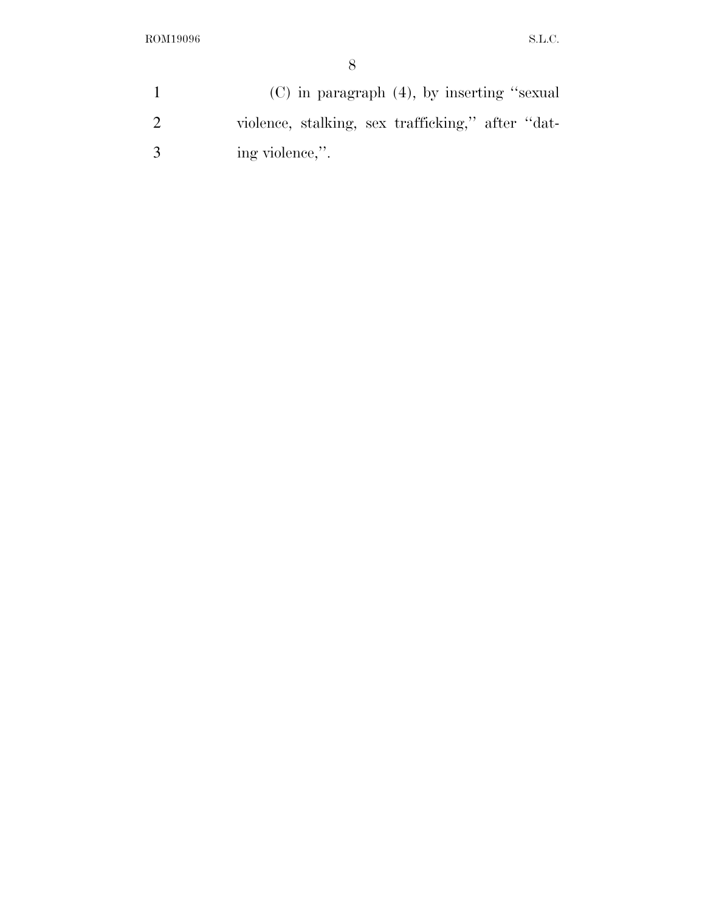(C) in paragraph (4), by inserting "sexual violence, stalking, sex trafficking," after "dating violence,".